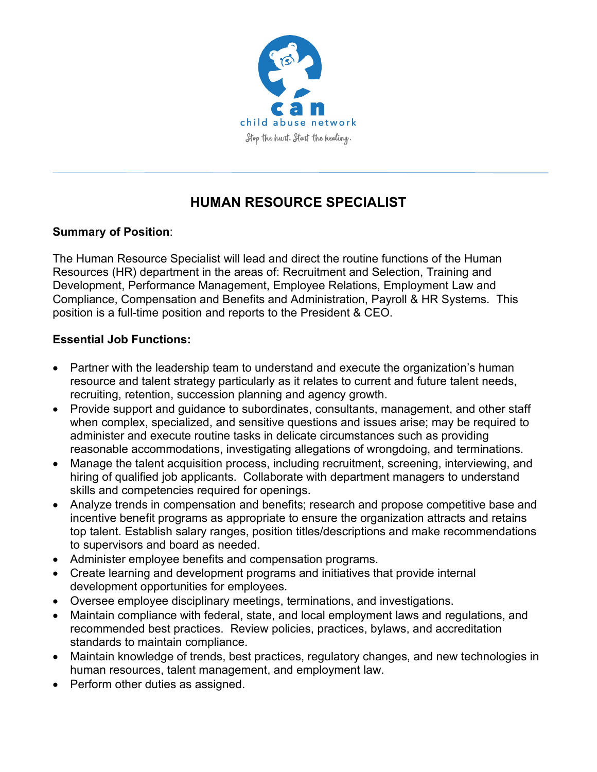can
child abuse network
Stop the hurt. Start the healing.

# HUMAN RESOURCE SPECIALIST

**Summary of Position**:

The Human Resource Specialist will lead and direct the routine functions of the Human Resources (HR) department in the areas of: Recruitment and Selection, Training and Development, Performance Management, Employee Relations, Employment Law and Compliance, Compensation and Benefits and Administration, Payroll & HR Systems. This position is a full-time position and reports to the President & CEO.

**Essential Job Functions:**

- Partner with the leadership team to understand and execute the organization's human resource and talent strategy particularly as it relates to current and future talent needs, recruiting, retention, succession planning and agency growth.
- Provide support and guidance to subordinates, consultants, management, and other staff when complex, specialized, and sensitive questions and issues arise; may be required to administer and execute routine tasks in delicate circumstances such as providing reasonable accommodations, investigating allegations of wrongdoing, and terminations.
- Manage the talent acquisition process, including recruitment, screening, interviewing, and hiring of qualified job applicants. Collaborate with department managers to understand skills and competencies required for openings.
- Analyze trends in compensation and benefits; research and propose competitive base and incentive benefit programs as appropriate to ensure the organization attracts and retains top talent. Establish salary ranges, position titles/descriptions and make recommendations to supervisors and board as needed.
- Administer employee benefits and compensation programs.
- Create learning and development programs and initiatives that provide internal development opportunities for employees.
- Oversee employee disciplinary meetings, terminations, and investigations.
- Maintain compliance with federal, state, and local employment laws and regulations, and recommended best practices. Review policies, practices, bylaws, and accreditation standards to maintain compliance.
- Maintain knowledge of trends, best practices, regulatory changes, and new technologies in human resources, talent management, and employment law.
- Perform other duties as assigned.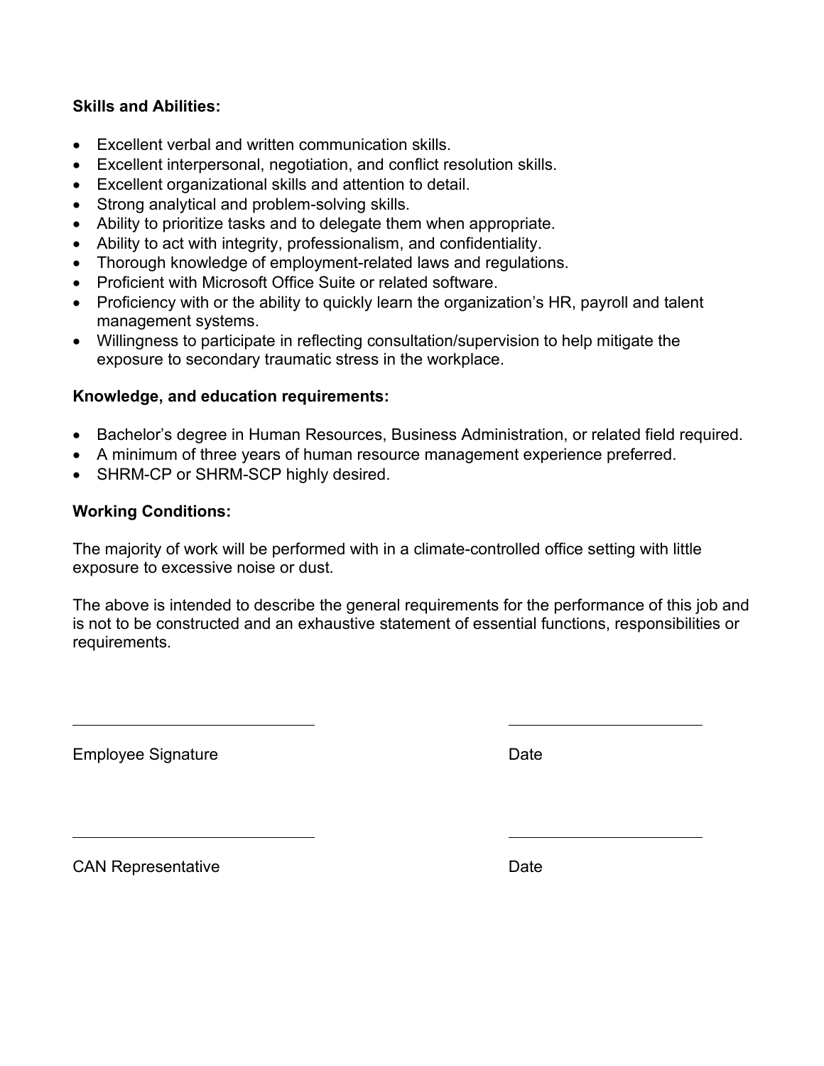**Skills and Abilities:**

- Excellent verbal and written communication skills.
- Excellent interpersonal, negotiation, and conflict resolution skills.
- Excellent organizational skills and attention to detail.
- Strong analytical and problem-solving skills.
- Ability to prioritize tasks and to delegate them when appropriate.
- Ability to act with integrity, professionalism, and confidentiality.
- Thorough knowledge of employment-related laws and regulations.
- Proficient with Microsoft Office Suite or related software.
- Proficiency with or the ability to quickly learn the organization's HR, payroll and talent management systems.
- Willingness to participate in reflecting consultation/supervision to help mitigate the exposure to secondary traumatic stress in the workplace.

**Knowledge, and education requirements:**

- Bachelor's degree in Human Resources, Business Administration, or related field required.
- A minimum of three years of human resource management experience preferred.
- SHRM-CP or SHRM-SCP highly desired.

**Working Conditions:**

The majority of work will be performed with in a climate-controlled office setting with little exposure to excessive noise or dust.

The above is intended to describe the general requirements for the performance of this job and is not to be constructed and an exhaustive statement of essential functions, responsibilities or requirements.

\_\_\_\_\_\_\_\_\_\_\_\_\_\_\_\_\_\_\_\_\_\_\_\_\_\_\_\_ \_\_\_\_\_\_\_\_\_\_\_\_\_\_\_\_\_\_\_\_\_\_\_

Employee Signature Date

\_\_\_\_\_\_\_\_\_\_\_\_\_\_\_\_\_\_\_\_\_\_\_\_\_\_\_\_ \_\_\_\_\_\_\_\_\_\_\_\_\_\_\_\_\_\_\_\_\_\_\_

CAN Representative Date